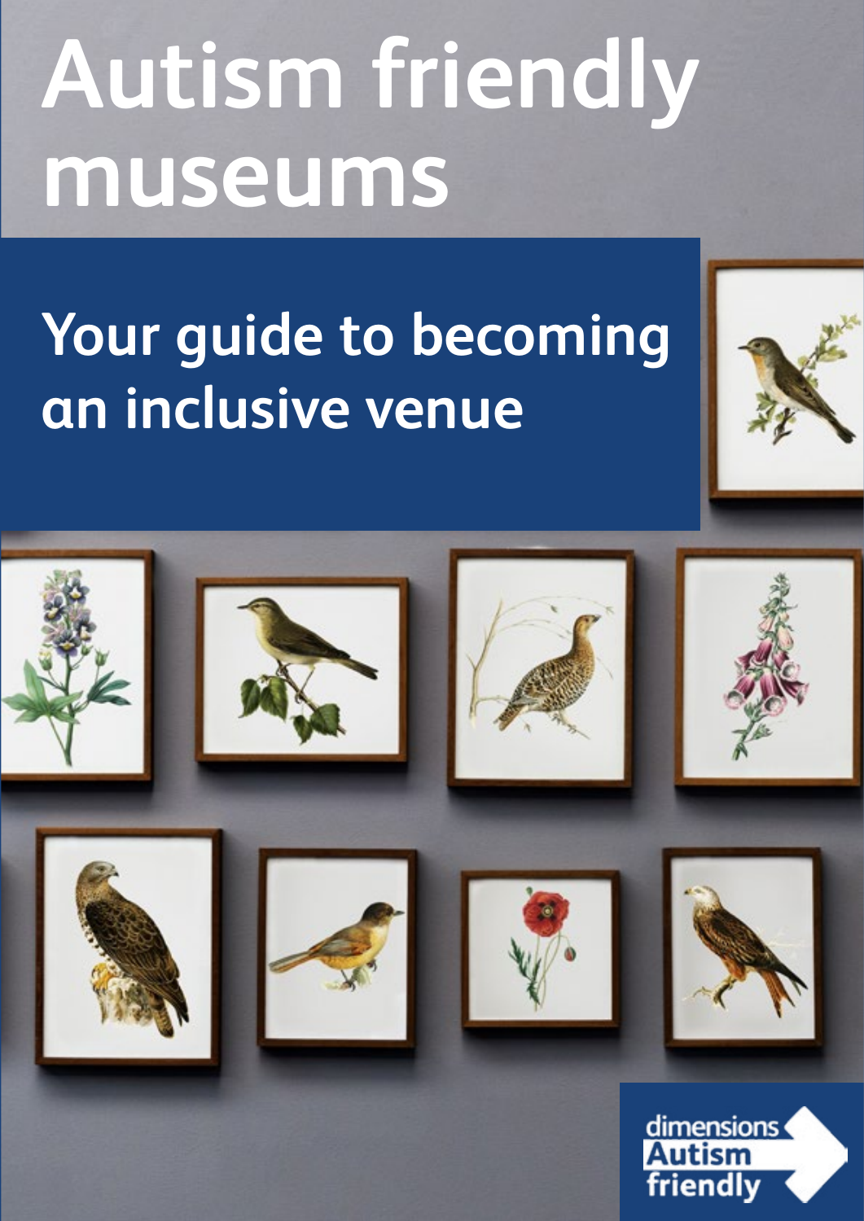# Autism friendly museums

## Your guide to becoming an inclusive venue

dimensions Autism friendly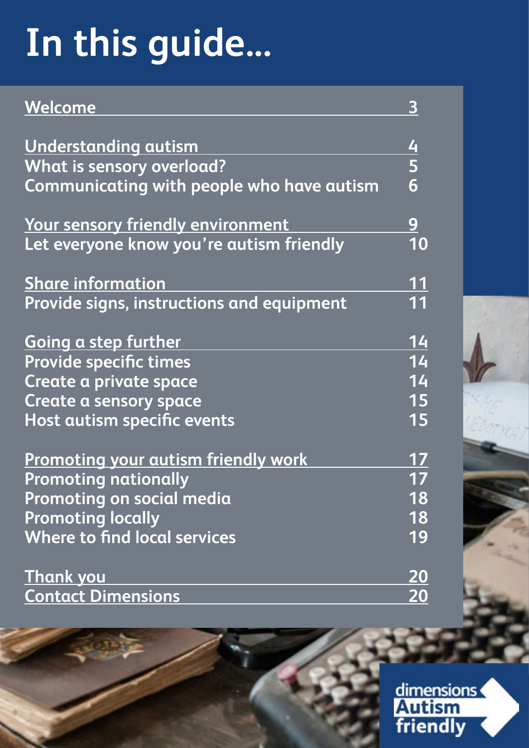# In this guide...

| | |
|---|---|
| **Welcome** | 3 |
| **Understanding autism** | 4 |
| What is sensory overload? | 5 |
| Communicating with people who have autism | 6 |
| **Your sensory friendly environment** | 9 |
| Let everyone know you're autism friendly | 10 |
| **Share information** | 11 |
| Provide signs, instructions and equipment | 11 |
| **Going a step further** | 14 |
| Provide specific times | 14 |
| Create a private space | 14 |
| Create a sensory space | 15 |
| Host autism specific events | 15 |
| **Promoting your autism friendly work** | 17 |
| Promoting nationally | 17 |
| Promoting on social media | 18 |
| Promoting locally | 18 |
| Where to find local services | 19 |
| **Thank you** | 20 |
| **Contact Dimensions** | 20 |

dimensions Autism friendly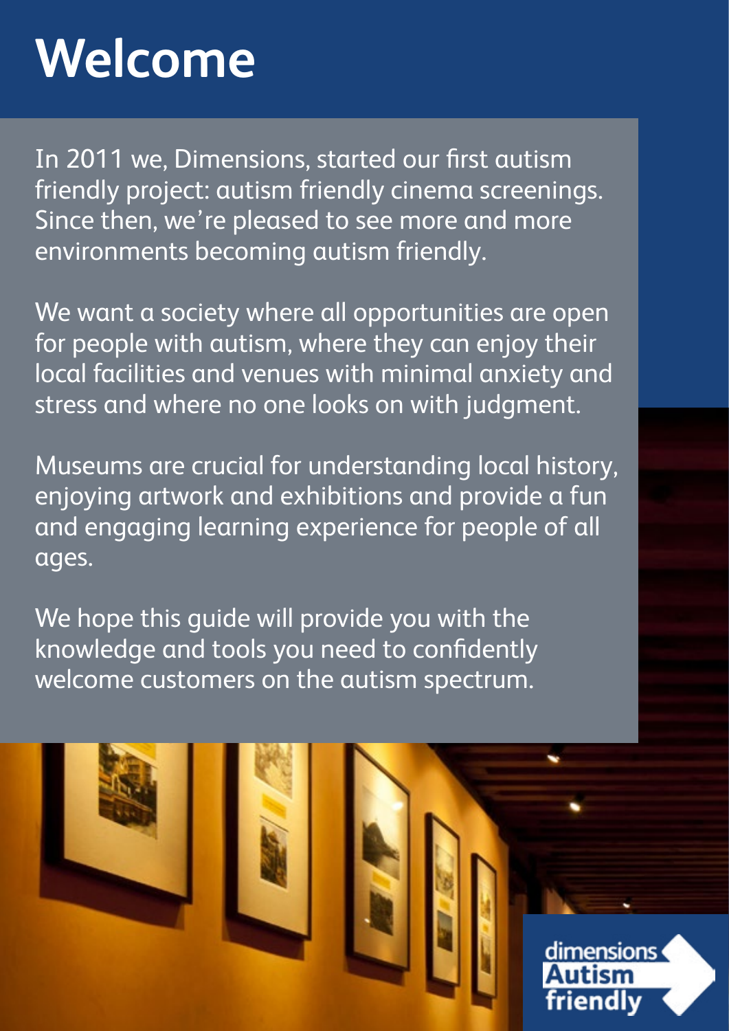# Welcome

In 2011 we, Dimensions, started our first autism friendly project: autism friendly cinema screenings. Since then, we're pleased to see more and more environments becoming autism friendly.

We want a society where all opportunities are open for people with autism, where they can enjoy their local facilities and venues with minimal anxiety and stress and where no one looks on with judgment.

Museums are crucial for understanding local history, enjoying artwork and exhibitions and provide a fun and engaging learning experience for people of all ages.

We hope this guide will provide you with the knowledge and tools you need to confidently welcome customers on the autism spectrum.

dimensions Autism friendly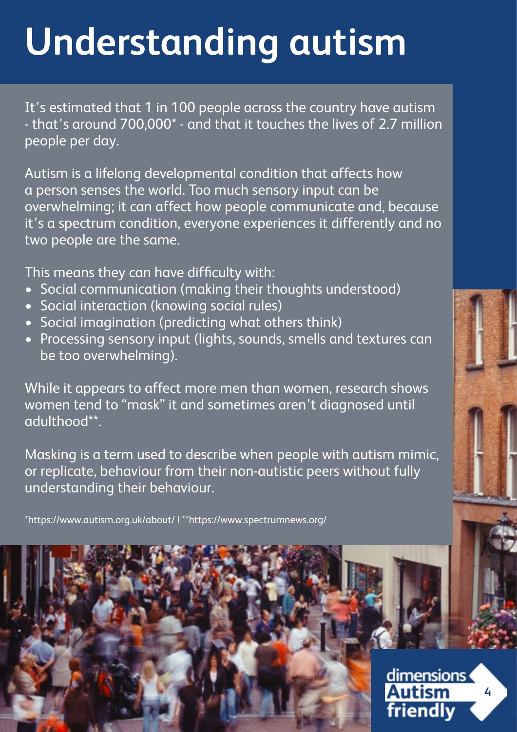# Understanding autism

It's estimated that 1 in 100 people across the country have autism - that's around 700,000* - and that it touches the lives of 2.7 million people per day.

Autism is a lifelong developmental condition that affects how a person senses the world. Too much sensory input can be overwhelming; it can affect how people communicate and, because it's a spectrum condition, everyone experiences it differently and no two people are the same.

This means they can have difficulty with:

- Social communication (making their thoughts understood)
- Social interaction (knowing social rules)
- Social imagination (predicting what others think)
- Processing sensory input (lights, sounds, smells and textures can be too overwhelming).

While it appears to affect more men than women, research shows women tend to "mask" it and sometimes aren't diagnosed until adulthood**.

Masking is a term used to describe when people with autism mimic, or replicate, behaviour from their non-autistic peers without fully understanding their behaviour.

*https://www.autism.org.uk/about/ | **https://www.spectrumnews.org/

dimensions Autism friendly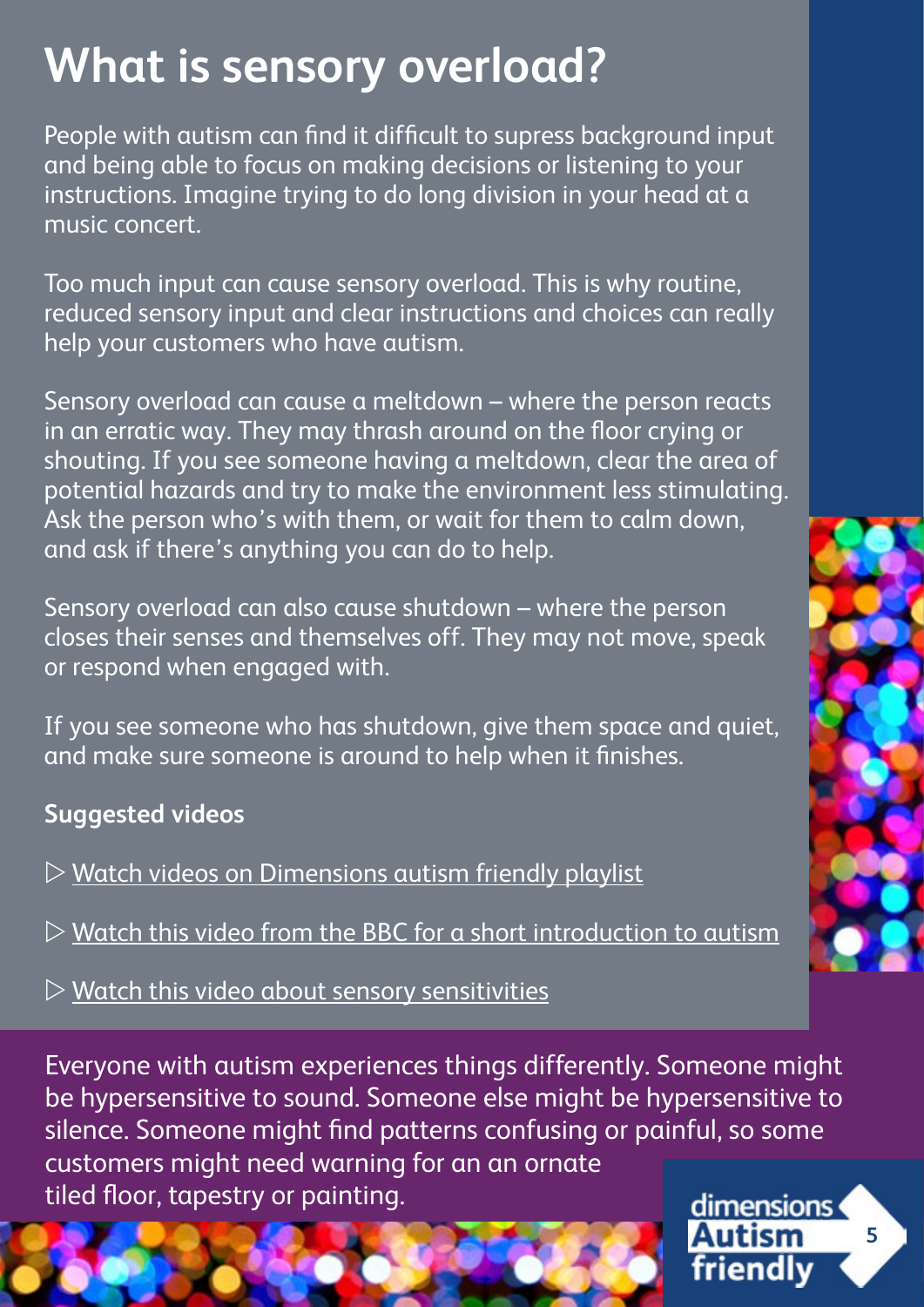# What is sensory overload?

People with autism can find it difficult to supress background input and being able to focus on making decisions or listening to your instructions. Imagine trying to do long division in your head at a music concert.

Too much input can cause sensory overload. This is why routine, reduced sensory input and clear instructions and choices can really help your customers who have autism.

Sensory overload can cause a meltdown – where the person reacts in an erratic way. They may thrash around on the floor crying or shouting. If you see someone having a meltdown, clear the area of potential hazards and try to make the environment less stimulating. Ask the person who's with them, or wait for them to calm down, and ask if there's anything you can do to help.

Sensory overload can also cause shutdown – where the person closes their senses and themselves off. They may not move, speak or respond when engaged with.

If you see someone who has shutdown, give them space and quiet, and make sure someone is around to help when it finishes.

**Suggested videos**

▷ Watch videos on Dimensions autism friendly playlist

▷ Watch this video from the BBC for a short introduction to autism

▷ Watch this video about sensory sensitivities

Everyone with autism experiences things differently. Someone might be hypersensitive to sound. Someone else might be hypersensitive to silence. Someone might find patterns confusing or painful, so some customers might need warning for an an ornate tiled floor, tapestry or painting.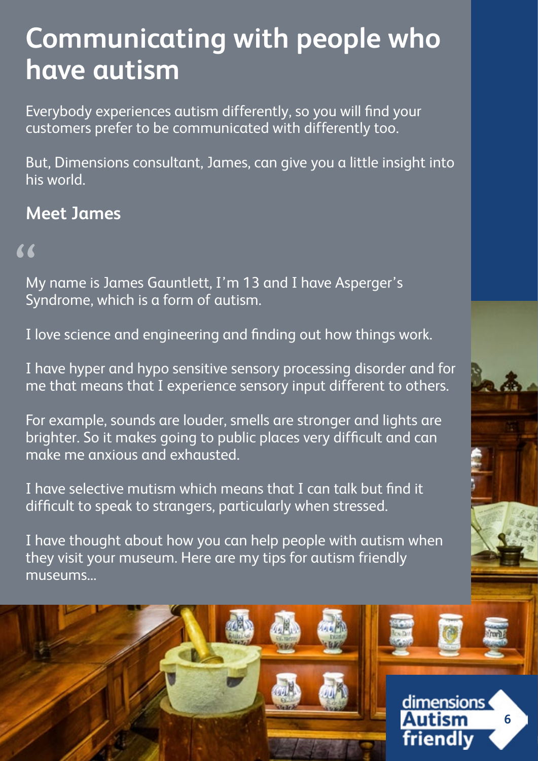# Communicating with people who have autism

Everybody experiences autism differently, so you will find your customers prefer to be communicated with differently too.

But, Dimensions consultant, James, can give you a little insight into his world.

## Meet James

"

My name is James Gauntlett, I'm 13 and I have Asperger's Syndrome, which is a form of autism.

I love science and engineering and finding out how things work.

I have hyper and hypo sensitive sensory processing disorder and for me that means that I experience sensory input different to others.

For example, sounds are louder, smells are stronger and lights are brighter. So it makes going to public places very difficult and can make me anxious and exhausted.

I have selective mutism which means that I can talk but find it difficult to speak to strangers, particularly when stressed.

I have thought about how you can help people with autism when they visit your museum. Here are my tips for autism friendly museums...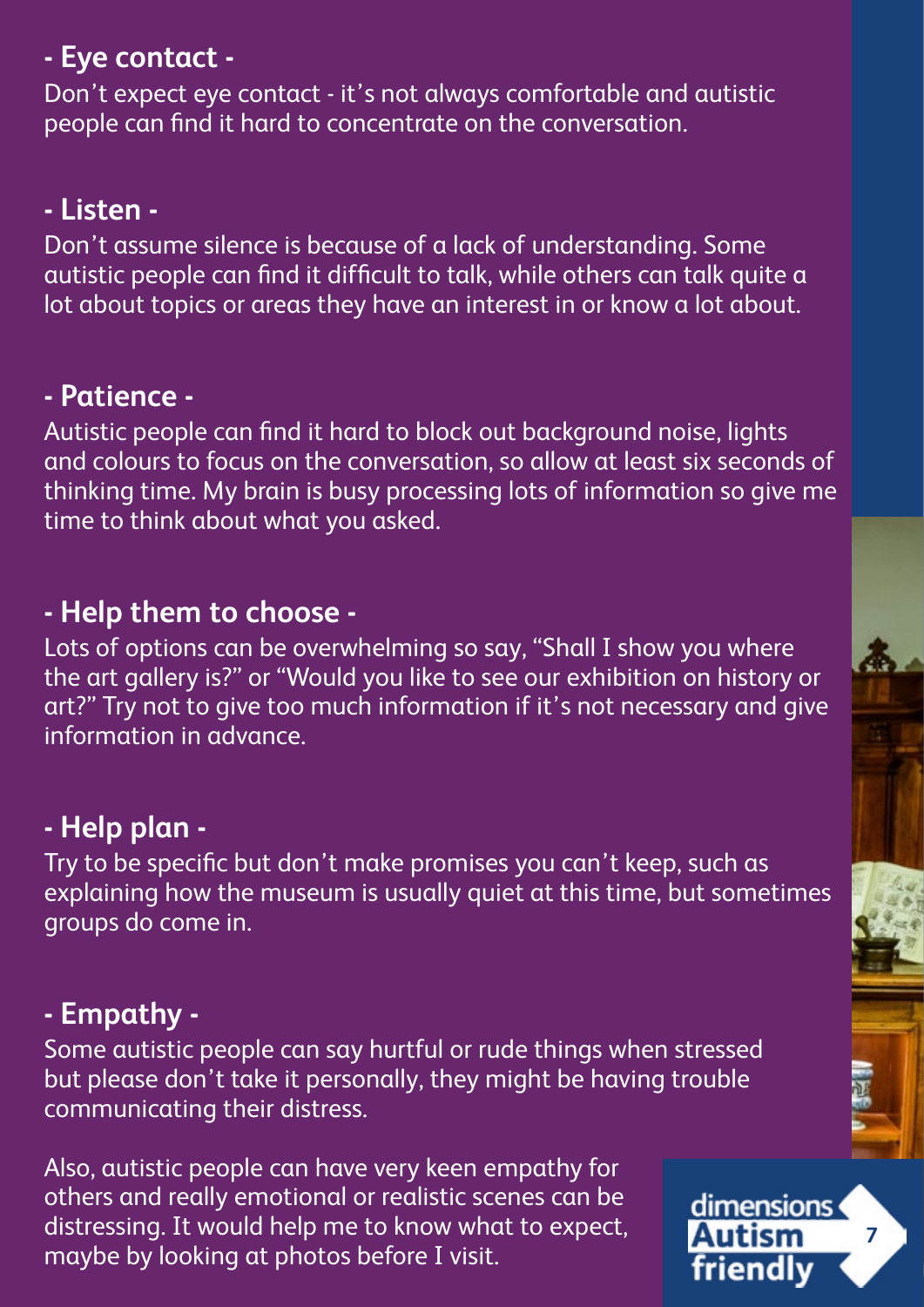## - Eye contact -

Don't expect eye contact - it's not always comfortable and autistic people can find it hard to concentrate on the conversation.

## - Listen -

Don't assume silence is because of a lack of understanding. Some autistic people can find it difficult to talk, while others can talk quite a lot about topics or areas they have an interest in or know a lot about.

## - Patience -

Autistic people can find it hard to block out background noise, lights and colours to focus on the conversation, so allow at least six seconds of thinking time. My brain is busy processing lots of information so give me time to think about what you asked.

## - Help them to choose -

Lots of options can be overwhelming so say, "Shall I show you where the art gallery is?" or "Would you like to see our exhibition on history or art?" Try not to give too much information if it's not necessary and give information in advance.

## - Help plan -

Try to be specific but don't make promises you can't keep, such as explaining how the museum is usually quiet at this time, but sometimes groups do come in.

## - Empathy -

Some autistic people can say hurtful or rude things when stressed but please don't take it personally, they might be having trouble communicating their distress.

Also, autistic people can have very keen empathy for others and really emotional or realistic scenes can be distressing. It would help me to know what to expect, maybe by looking at photos before I visit.

dimensions Autism friendly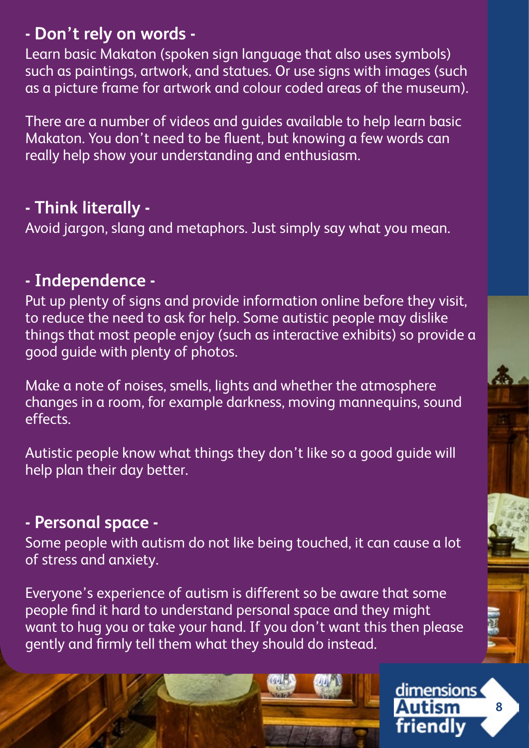## - Don't rely on words -

Learn basic Makaton (spoken sign language that also uses symbols) such as paintings, artwork, and statues. Or use signs with images (such as a picture frame for artwork and colour coded areas of the museum).

There are a number of videos and guides available to help learn basic Makaton. You don't need to be fluent, but knowing a few words can really help show your understanding and enthusiasm.

## - Think literally -

Avoid jargon, slang and metaphors. Just simply say what you mean.

## - Independence -

Put up plenty of signs and provide information online before they visit, to reduce the need to ask for help. Some autistic people may dislike things that most people enjoy (such as interactive exhibits) so provide a good guide with plenty of photos.

Make a note of noises, smells, lights and whether the atmosphere changes in a room, for example darkness, moving mannequins, sound effects.

Autistic people know what things they don't like so a good guide will help plan their day better.

## - Personal space -

Some people with autism do not like being touched, it can cause a lot of stress and anxiety.

Everyone's experience of autism is different so be aware that some people find it hard to understand personal space and they might want to hug you or take your hand. If you don't want this then please gently and firmly tell them what they should do instead.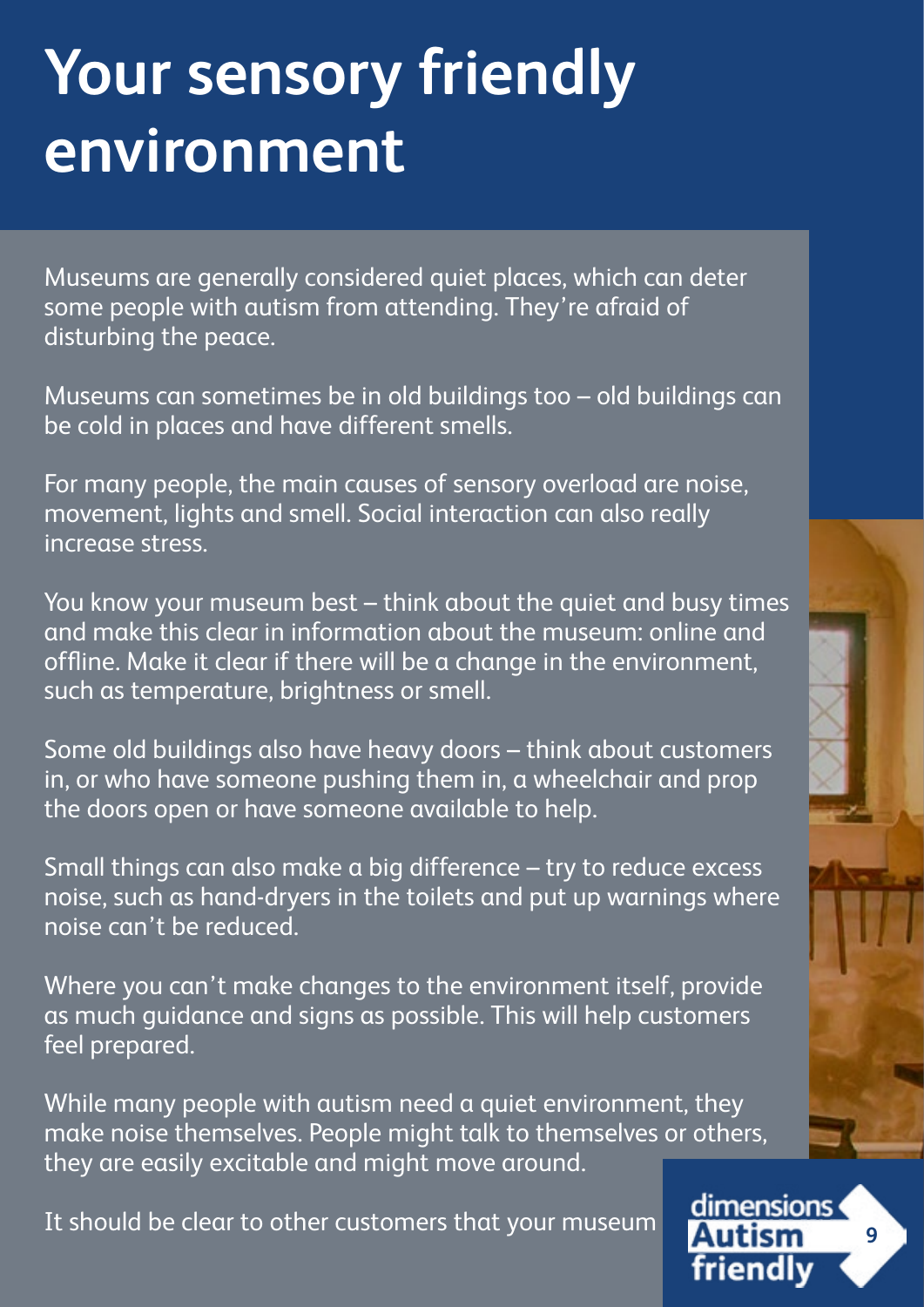# Your sensory friendly environment

Museums are generally considered quiet places, which can deter some people with autism from attending. They're afraid of disturbing the peace.

Museums can sometimes be in old buildings too – old buildings can be cold in places and have different smells.

For many people, the main causes of sensory overload are noise, movement, lights and smell. Social interaction can also really increase stress.

You know your museum best – think about the quiet and busy times and make this clear in information about the museum: online and offline. Make it clear if there will be a change in the environment, such as temperature, brightness or smell.

Some old buildings also have heavy doors – think about customers in, or who have someone pushing them in, a wheelchair and prop the doors open or have someone available to help.

Small things can also make a big difference – try to reduce excess noise, such as hand-dryers in the toilets and put up warnings where noise can't be reduced.

Where you can't make changes to the environment itself, provide as much guidance and signs as possible. This will help customers feel prepared.

While many people with autism need a quiet environment, they make noise themselves. People might talk to themselves or others, they are easily excitable and might move around.

It should be clear to other customers that your museum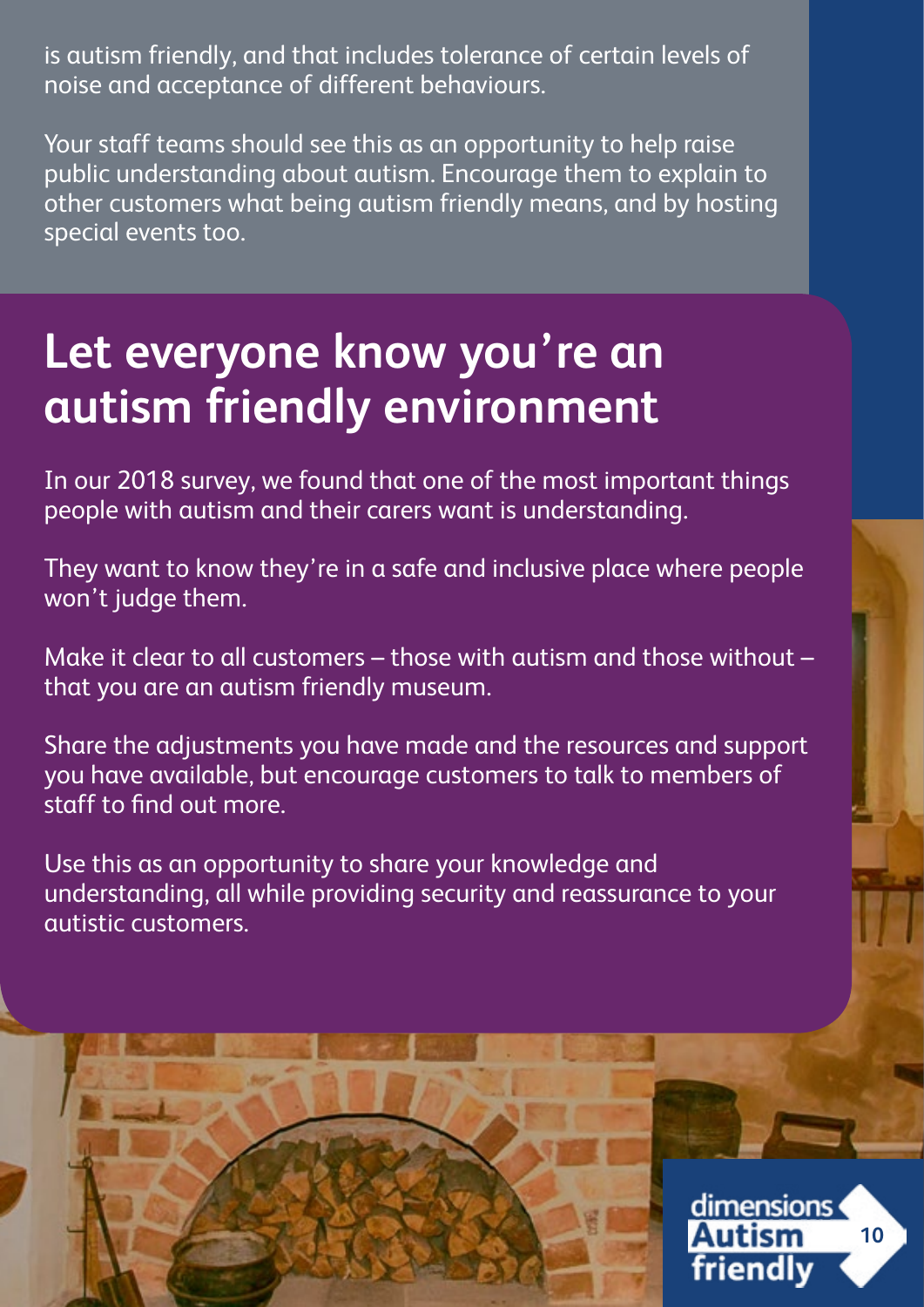is autism friendly, and that includes tolerance of certain levels of noise and acceptance of different behaviours.

Your staff teams should see this as an opportunity to help raise public understanding about autism. Encourage them to explain to other customers what being autism friendly means, and by hosting special events too.

## Let everyone know you're an autism friendly environment

In our 2018 survey, we found that one of the most important things people with autism and their carers want is understanding.

They want to know they're in a safe and inclusive place where people won't judge them.

Make it clear to all customers – those with autism and those without – that you are an autism friendly museum.

Share the adjustments you have made and the resources and support you have available, but encourage customers to talk to members of staff to find out more.

Use this as an opportunity to share your knowledge and understanding, all while providing security and reassurance to your autistic customers.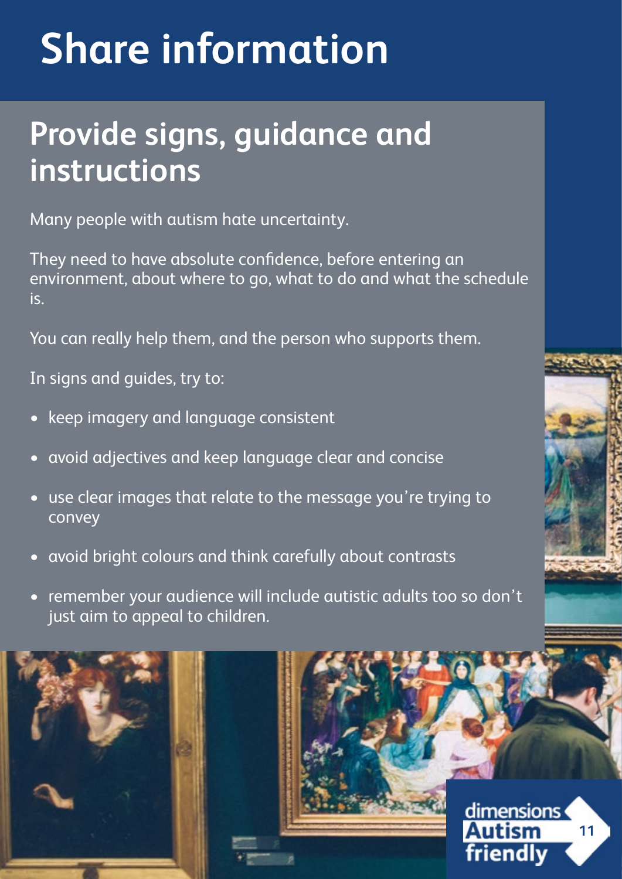# Share information

## Provide signs, guidance and instructions

Many people with autism hate uncertainty.

They need to have absolute confidence, before entering an environment, about where to go, what to do and what the schedule is.

You can really help them, and the person who supports them.

In signs and guides, try to:

- keep imagery and language consistent
- avoid adjectives and keep language clear and concise
- use clear images that relate to the message you're trying to convey
- avoid bright colours and think carefully about contrasts
- remember your audience will include autistic adults too so don't just aim to appeal to children.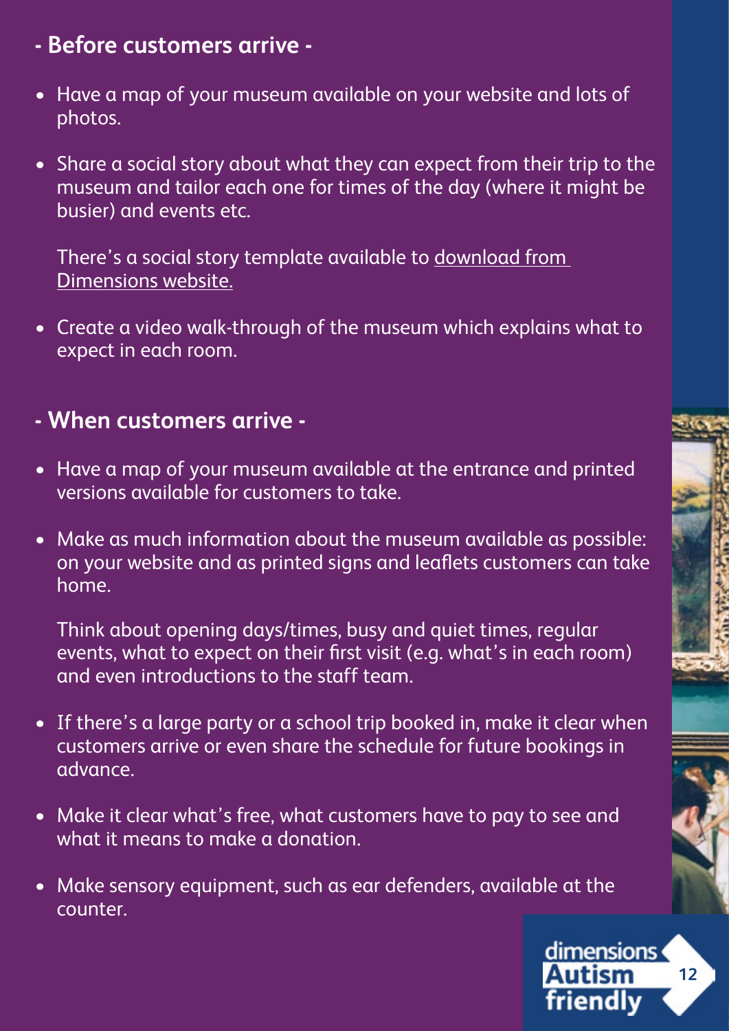## - Before customers arrive -

- Have a map of your museum available on your website and lots of photos.
- Share a social story about what they can expect from their trip to the museum and tailor each one for times of the day (where it might be busier) and events etc.

  There's a social story template available to download from Dimensions website.
- Create a video walk-through of the museum which explains what to expect in each room.

## - When customers arrive -

- Have a map of your museum available at the entrance and printed versions available for customers to take.
- Make as much information about the museum available as possible: on your website and as printed signs and leaflets customers can take home.

  Think about opening days/times, busy and quiet times, regular events, what to expect on their first visit (e.g. what's in each room) and even introductions to the staff team.
- If there's a large party or a school trip booked in, make it clear when customers arrive or even share the schedule for future bookings in advance.
- Make it clear what's free, what customers have to pay to see and what it means to make a donation.
- Make sensory equipment, such as ear defenders, available at the counter.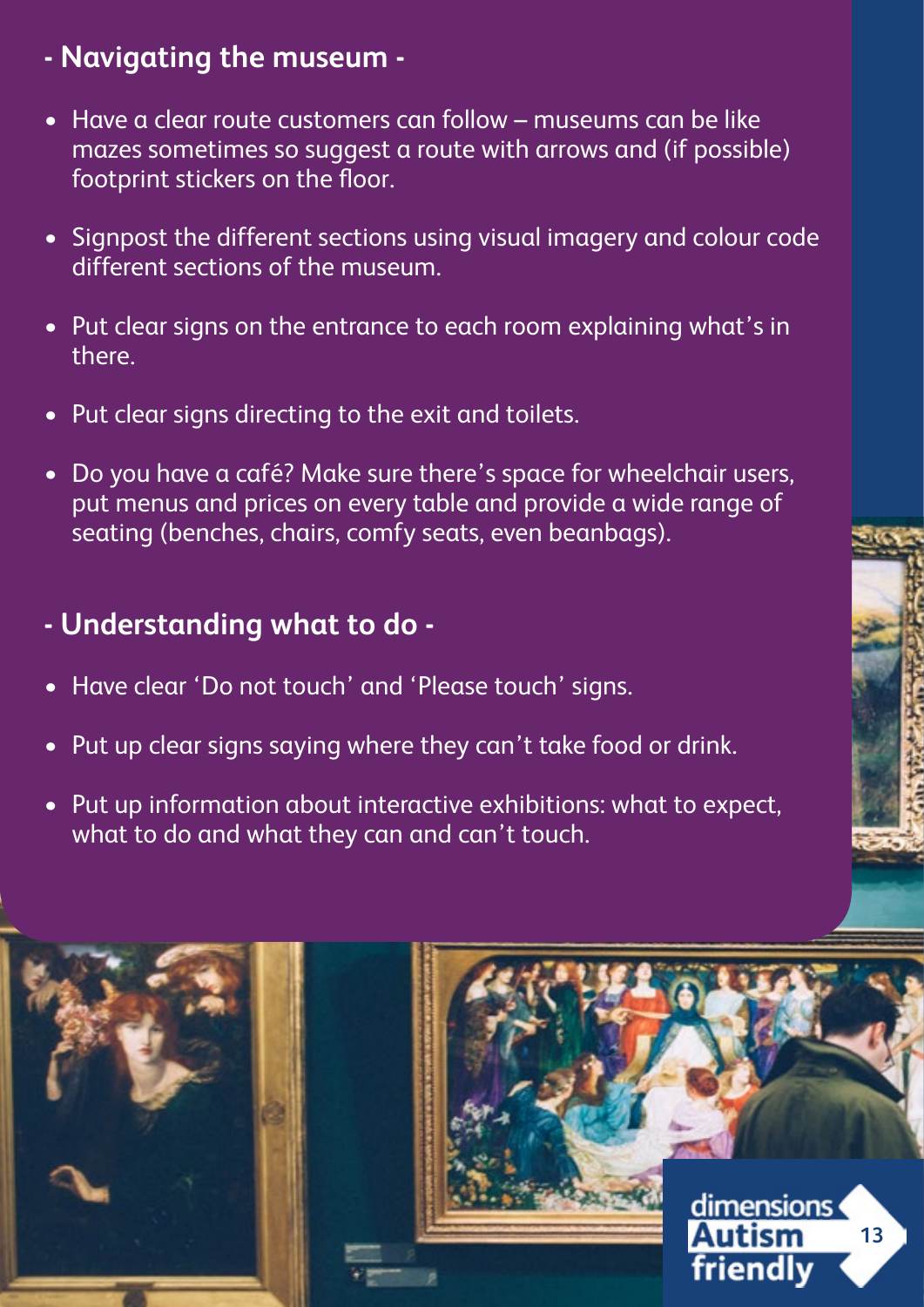## - Navigating the museum -

- Have a clear route customers can follow – museums can be like mazes sometimes so suggest a route with arrows and (if possible) footprint stickers on the floor.
- Signpost the different sections using visual imagery and colour code different sections of the museum.
- Put clear signs on the entrance to each room explaining what's in there.
- Put clear signs directing to the exit and toilets.
- Do you have a café? Make sure there's space for wheelchair users, put menus and prices on every table and provide a wide range of seating (benches, chairs, comfy seats, even beanbags).

## - Understanding what to do -

- Have clear 'Do not touch' and 'Please touch' signs.
- Put up clear signs saying where they can't take food or drink.
- Put up information about interactive exhibitions: what to expect, what to do and what they can and can't touch.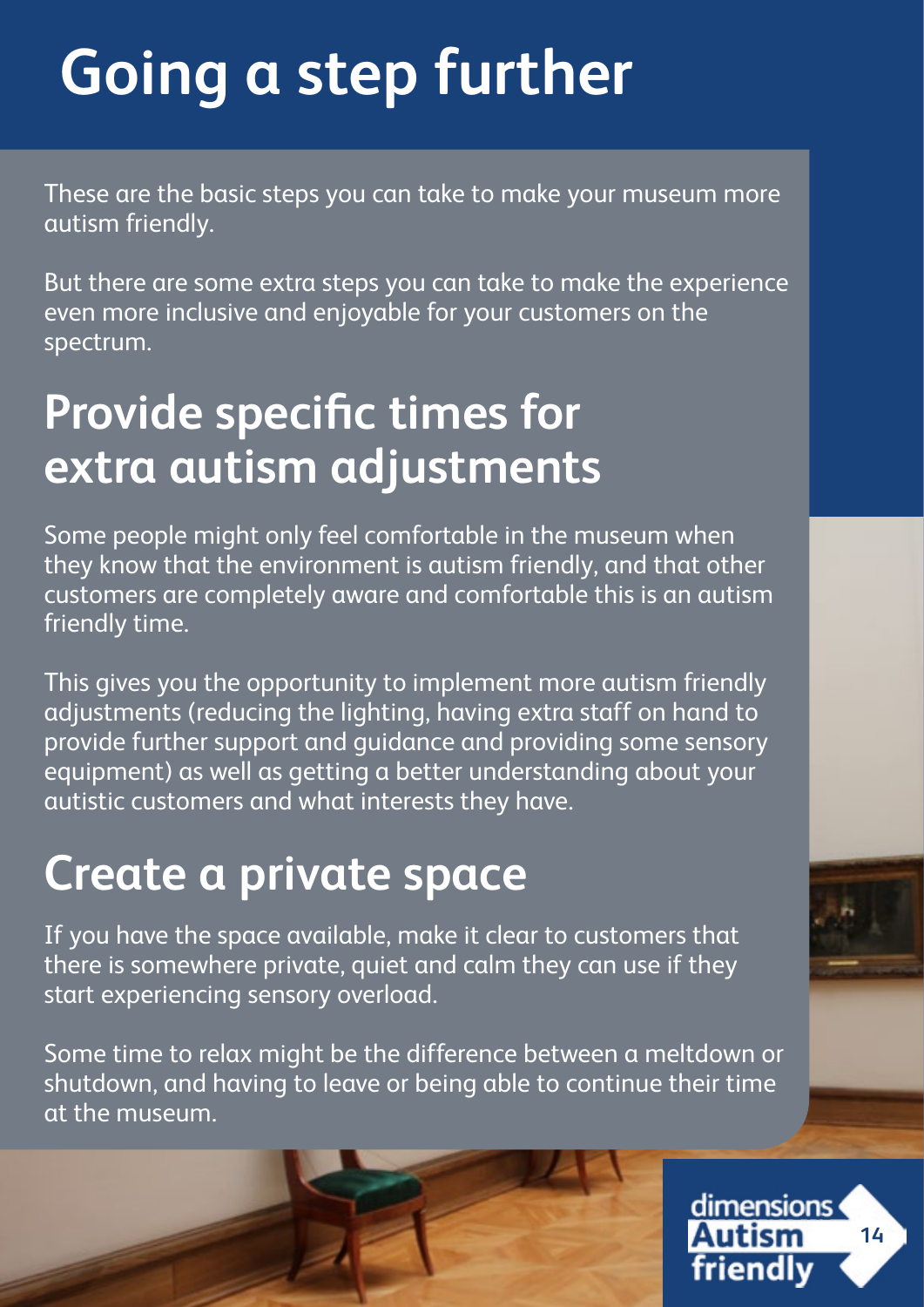# Going a step further

These are the basic steps you can take to make your museum more autism friendly.

But there are some extra steps you can take to make the experience even more inclusive and enjoyable for your customers on the spectrum.

## Provide specific times for extra autism adjustments

Some people might only feel comfortable in the museum when they know that the environment is autism friendly, and that other customers are completely aware and comfortable this is an autism friendly time.

This gives you the opportunity to implement more autism friendly adjustments (reducing the lighting, having extra staff on hand to provide further support and guidance and providing some sensory equipment) as well as getting a better understanding about your autistic customers and what interests they have.

## Create a private space

If you have the space available, make it clear to customers that there is somewhere private, quiet and calm they can use if they start experiencing sensory overload.

Some time to relax might be the difference between a meltdown or shutdown, and having to leave or being able to continue their time at the museum.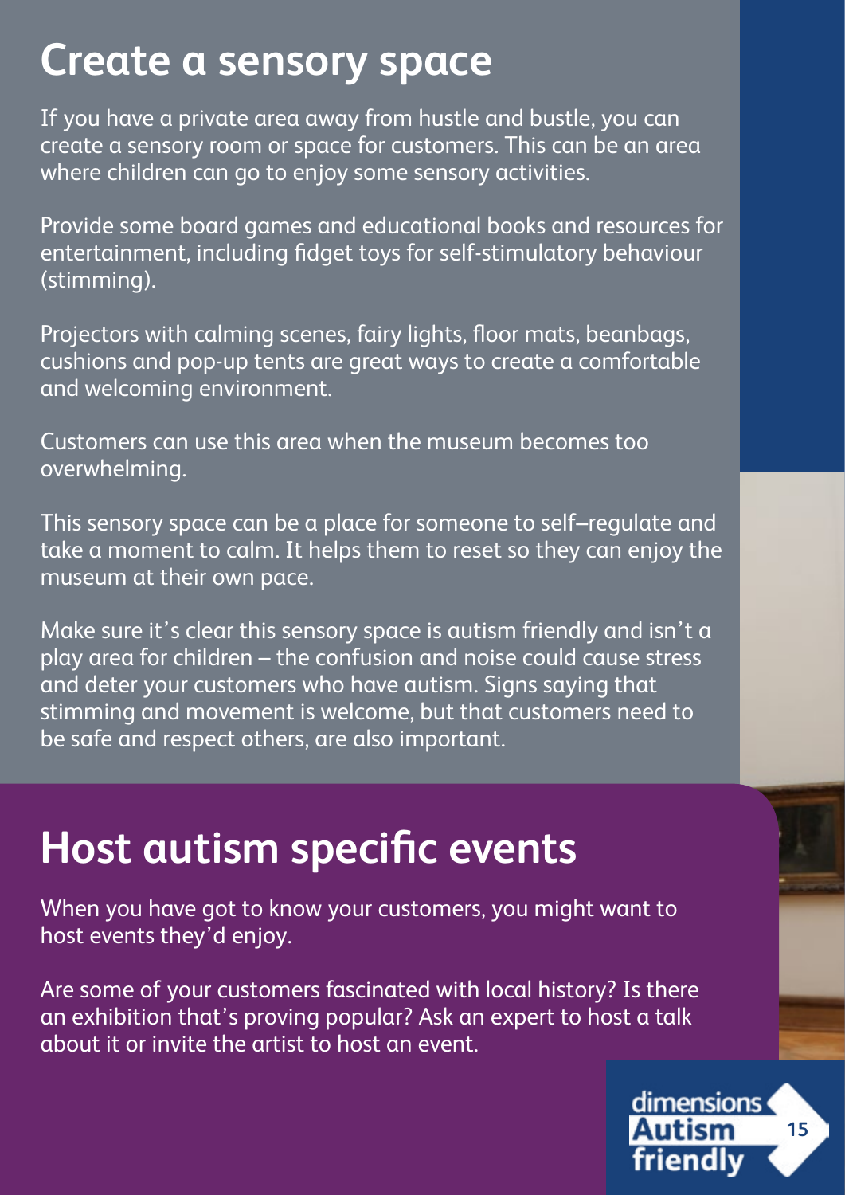## Create a sensory space

If you have a private area away from hustle and bustle, you can create a sensory room or space for customers. This can be an area where children can go to enjoy some sensory activities.

Provide some board games and educational books and resources for entertainment, including fidget toys for self-stimulatory behaviour (stimming).

Projectors with calming scenes, fairy lights, floor mats, beanbags, cushions and pop-up tents are great ways to create a comfortable and welcoming environment.

Customers can use this area when the museum becomes too overwhelming.

This sensory space can be a place for someone to self–regulate and take a moment to calm. It helps them to reset so they can enjoy the museum at their own pace.

Make sure it's clear this sensory space is autism friendly and isn't a play area for children – the confusion and noise could cause stress and deter your customers who have autism. Signs saying that stimming and movement is welcome, but that customers need to be safe and respect others, are also important.

## Host autism specific events

When you have got to know your customers, you might want to host events they'd enjoy.

Are some of your customers fascinated with local history? Is there an exhibition that's proving popular? Ask an expert to host a talk about it or invite the artist to host an event.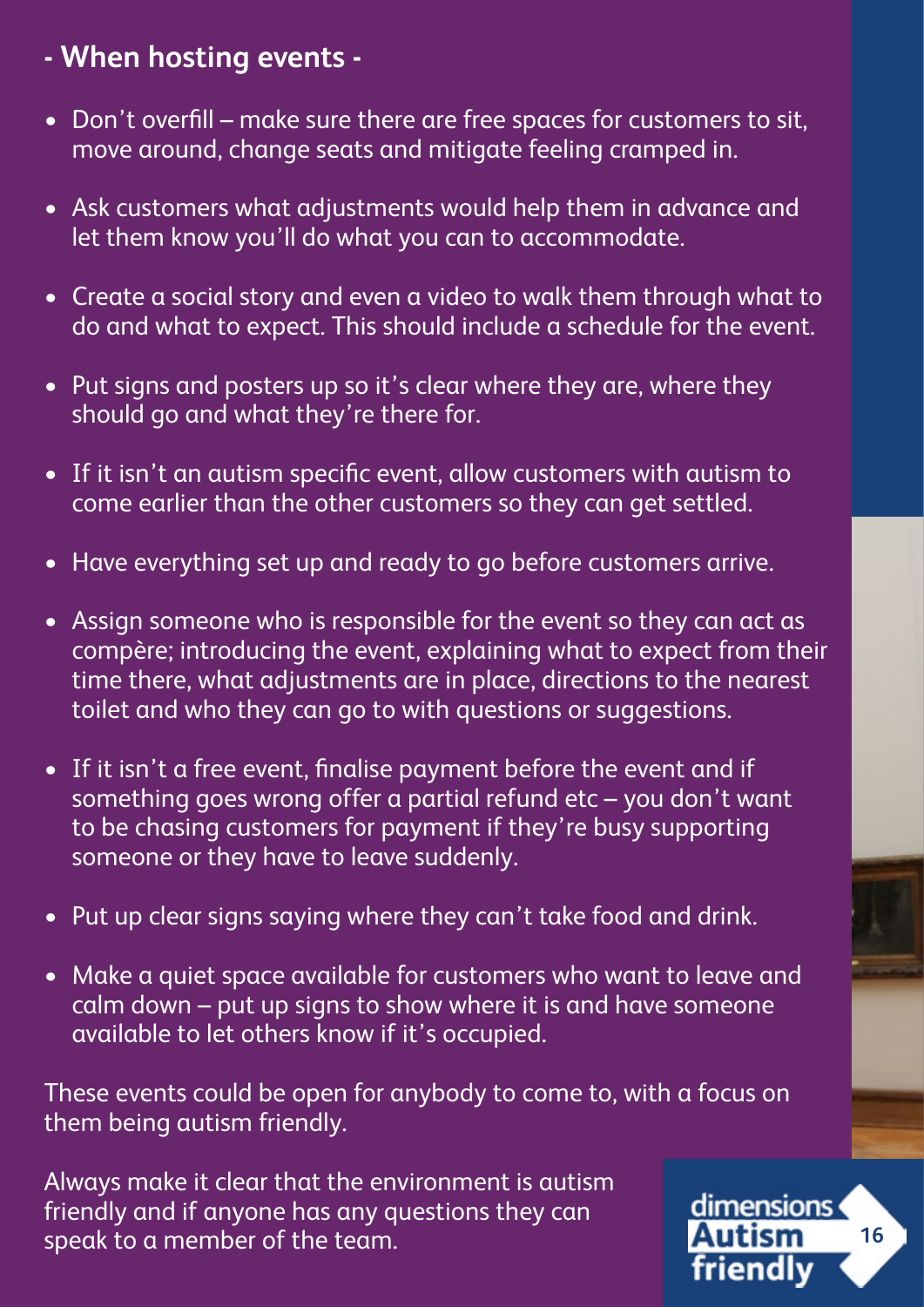## - When hosting events -

- Don't overfill – make sure there are free spaces for customers to sit, move around, change seats and mitigate feeling cramped in.
- Ask customers what adjustments would help them in advance and let them know you'll do what you can to accommodate.
- Create a social story and even a video to walk them through what to do and what to expect. This should include a schedule for the event.
- Put signs and posters up so it's clear where they are, where they should go and what they're there for.
- If it isn't an autism specific event, allow customers with autism to come earlier than the other customers so they can get settled.
- Have everything set up and ready to go before customers arrive.
- Assign someone who is responsible for the event so they can act as compère; introducing the event, explaining what to expect from their time there, what adjustments are in place, directions to the nearest toilet and who they can go to with questions or suggestions.
- If it isn't a free event, finalise payment before the event and if something goes wrong offer a partial refund etc – you don't want to be chasing customers for payment if they're busy supporting someone or they have to leave suddenly.
- Put up clear signs saying where they can't take food and drink.
- Make a quiet space available for customers who want to leave and calm down – put up signs to show where it is and have someone available to let others know if it's occupied.

These events could be open for anybody to come to, with a focus on them being autism friendly.

Always make it clear that the environment is autism friendly and if anyone has any questions they can speak to a member of the team.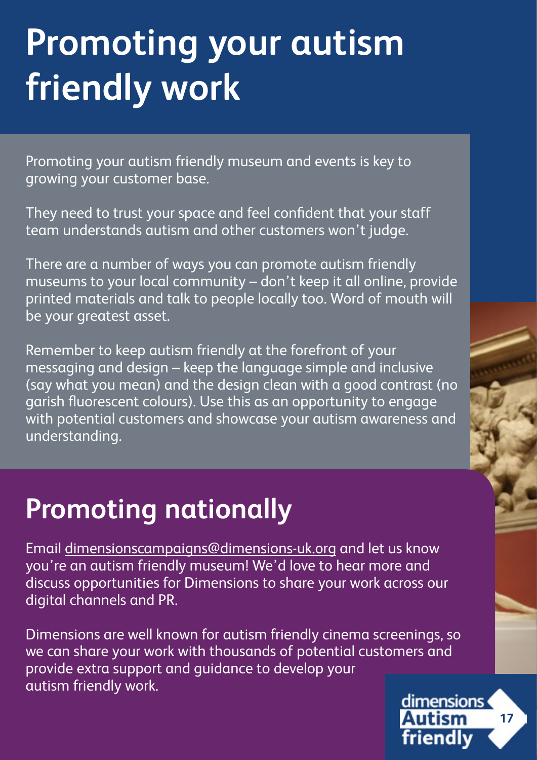# Promoting your autism friendly work

Promoting your autism friendly museum and events is key to growing your customer base.

They need to trust your space and feel confident that your staff team understands autism and other customers won't judge.

There are a number of ways you can promote autism friendly museums to your local community – don't keep it all online, provide printed materials and talk to people locally too. Word of mouth will be your greatest asset.

Remember to keep autism friendly at the forefront of your messaging and design – keep the language simple and inclusive (say what you mean) and the design clean with a good contrast (no garish fluorescent colours). Use this as an opportunity to engage with potential customers and showcase your autism awareness and understanding.

## Promoting nationally

Email dimensionscampaigns@dimensions-uk.org and let us know you're an autism friendly museum! We'd love to hear more and discuss opportunities for Dimensions to share your work across our digital channels and PR.

Dimensions are well known for autism friendly cinema screenings, so we can share your work with thousands of potential customers and provide extra support and guidance to develop your autism friendly work.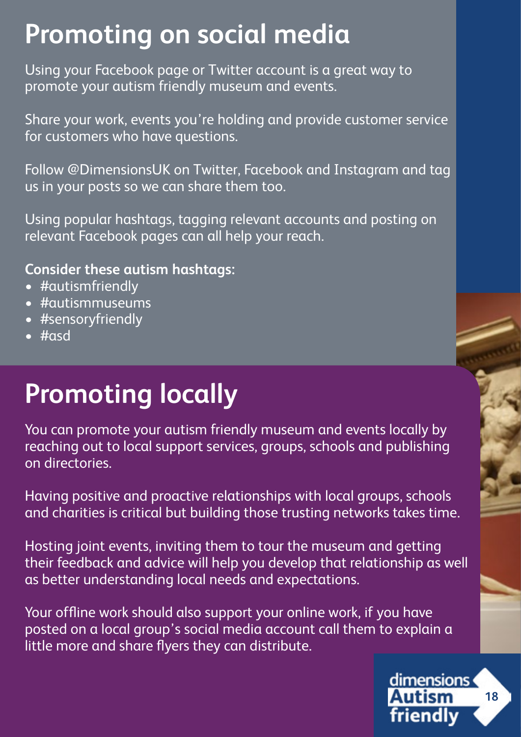# Promoting on social media

Using your Facebook page or Twitter account is a great way to promote your autism friendly museum and events.

Share your work, events you're holding and provide customer service for customers who have questions.

Follow @DimensionsUK on Twitter, Facebook and Instagram and tag us in your posts so we can share them too.

Using popular hashtags, tagging relevant accounts and posting on relevant Facebook pages can all help your reach.

**Consider these autism hashtags:**

- #autismfriendly
- #autismmuseums
- #sensoryfriendly
- #asd

# Promoting locally

You can promote your autism friendly museum and events locally by reaching out to local support services, groups, schools and publishing on directories.

Having positive and proactive relationships with local groups, schools and charities is critical but building those trusting networks takes time.

Hosting joint events, inviting them to tour the museum and getting their feedback and advice will help you develop that relationship as well as better understanding local needs and expectations.

Your offline work should also support your online work, if you have posted on a local group's social media account call them to explain a little more and share flyers they can distribute.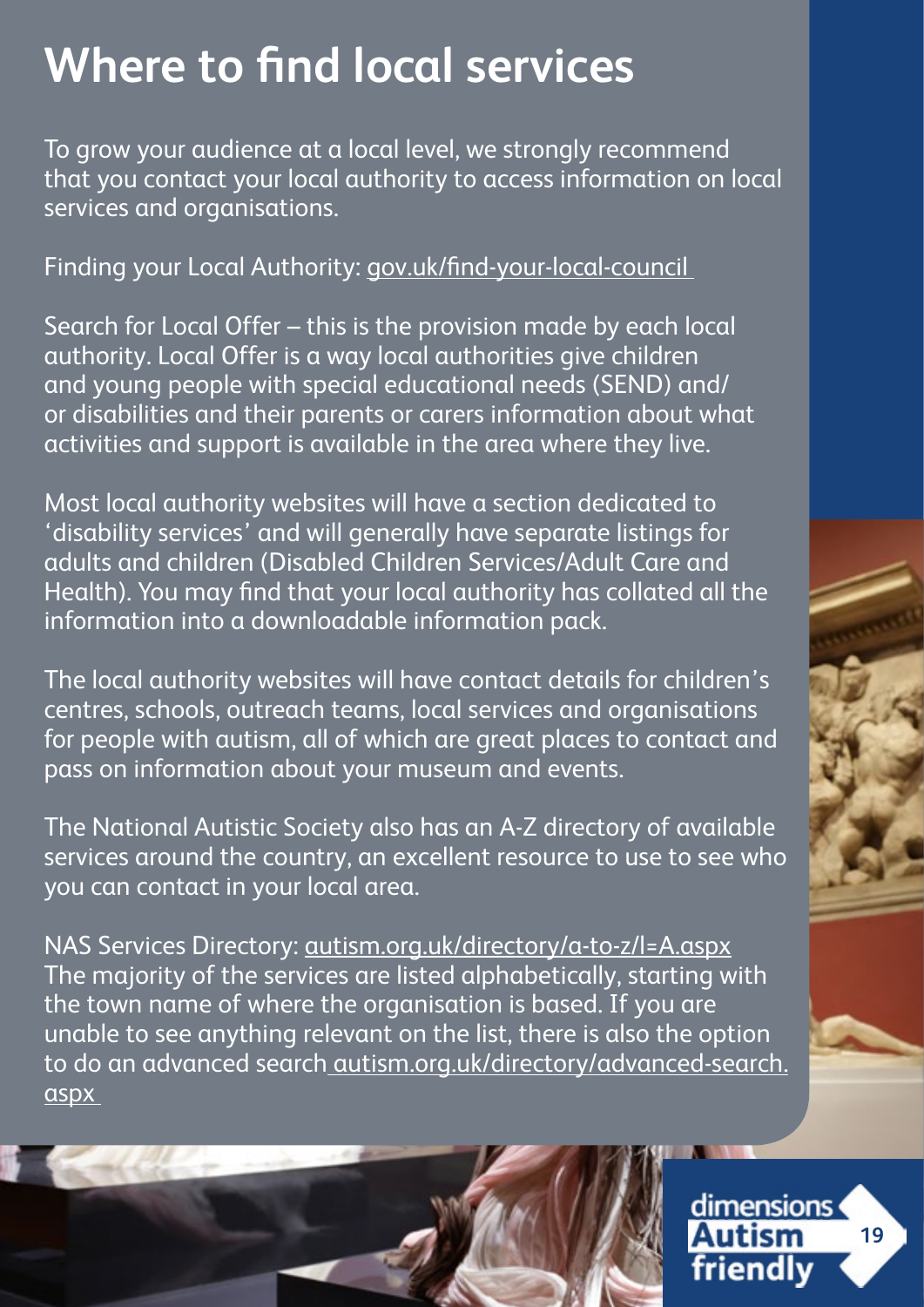# Where to find local services

To grow your audience at a local level, we strongly recommend that you contact your local authority to access information on local services and organisations.

Finding your Local Authority: gov.uk/find-your-local-council

Search for Local Offer – this is the provision made by each local authority. Local Offer is a way local authorities give children and young people with special educational needs (SEND) and/or disabilities and their parents or carers information about what activities and support is available in the area where they live.

Most local authority websites will have a section dedicated to 'disability services' and will generally have separate listings for adults and children (Disabled Children Services/Adult Care and Health). You may find that your local authority has collated all the information into a downloadable information pack.

The local authority websites will have contact details for children's centres, schools, outreach teams, local services and organisations for people with autism, all of which are great places to contact and pass on information about your museum and events.

The National Autistic Society also has an A-Z directory of available services around the country, an excellent resource to use to see who you can contact in your local area.

NAS Services Directory: autism.org.uk/directory/a-to-z/l=A.aspx
The majority of the services are listed alphabetically, starting with the town name of where the organisation is based. If you are unable to see anything relevant on the list, there is also the option to do an advanced search autism.org.uk/directory/advanced-search.aspx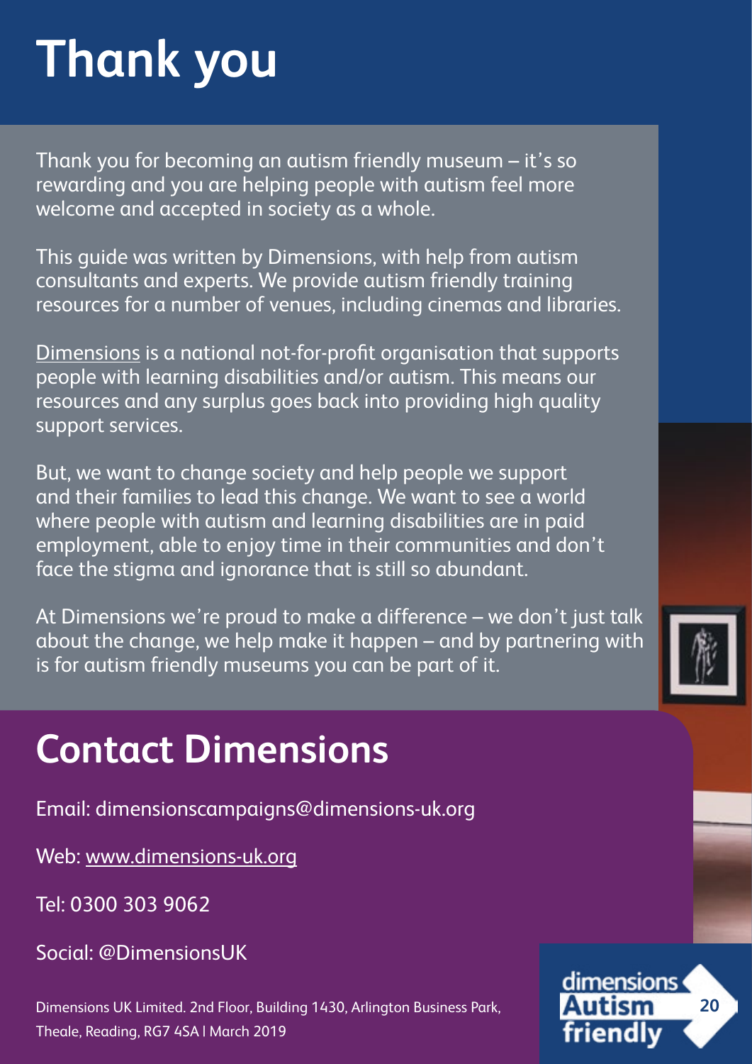# Thank you

Thank you for becoming an autism friendly museum – it's so rewarding and you are helping people with autism feel more welcome and accepted in society as a whole.

This guide was written by Dimensions, with help from autism consultants and experts. We provide autism friendly training resources for a number of venues, including cinemas and libraries.

Dimensions is a national not-for-profit organisation that supports people with learning disabilities and/or autism. This means our resources and any surplus goes back into providing high quality support services.

But, we want to change society and help people we support and their families to lead this change. We want to see a world where people with autism and learning disabilities are in paid employment, able to enjoy time in their communities and don't face the stigma and ignorance that is still so abundant.

At Dimensions we're proud to make a difference – we don't just talk about the change, we help make it happen – and by partnering with is for autism friendly museums you can be part of it.

## Contact Dimensions

Email: dimensionscampaigns@dimensions-uk.org

Web: www.dimensions-uk.org

Tel: 0300 303 9062

Social: @DimensionsUK

Dimensions UK Limited. 2nd Floor, Building 1430, Arlington Business Park, Theale, Reading, RG7 4SA | March 2019

dimensions Autism friendly